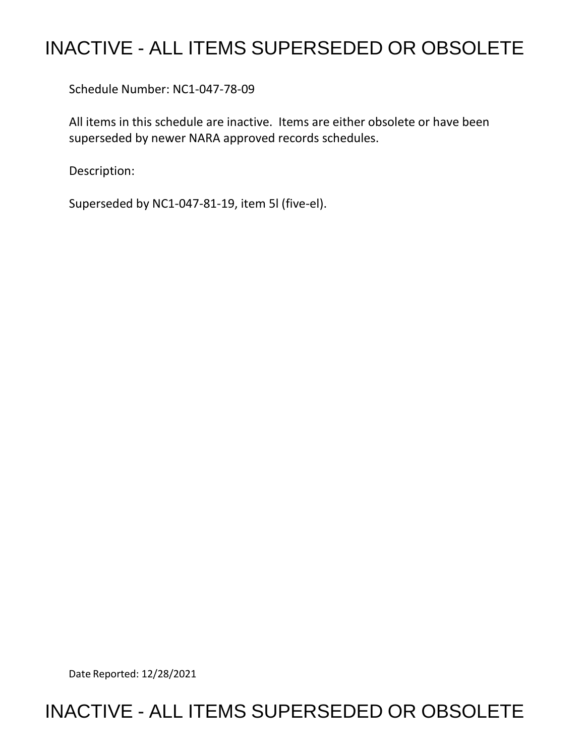# INACTIVE - ALL ITEMS SUPERSEDED OR OBSOLETE

Schedule Number: NC1-047-78-09

All items in this schedule are inactive. Items are either obsolete or have been superseded by newer NARA approved records schedules.

Description:

Superseded by NC1-047-81-19, item 5l (five-el).

Date Reported: 12/28/2021

# INACTIVE - ALL ITEMS SUPERSEDED OR OBSOLETE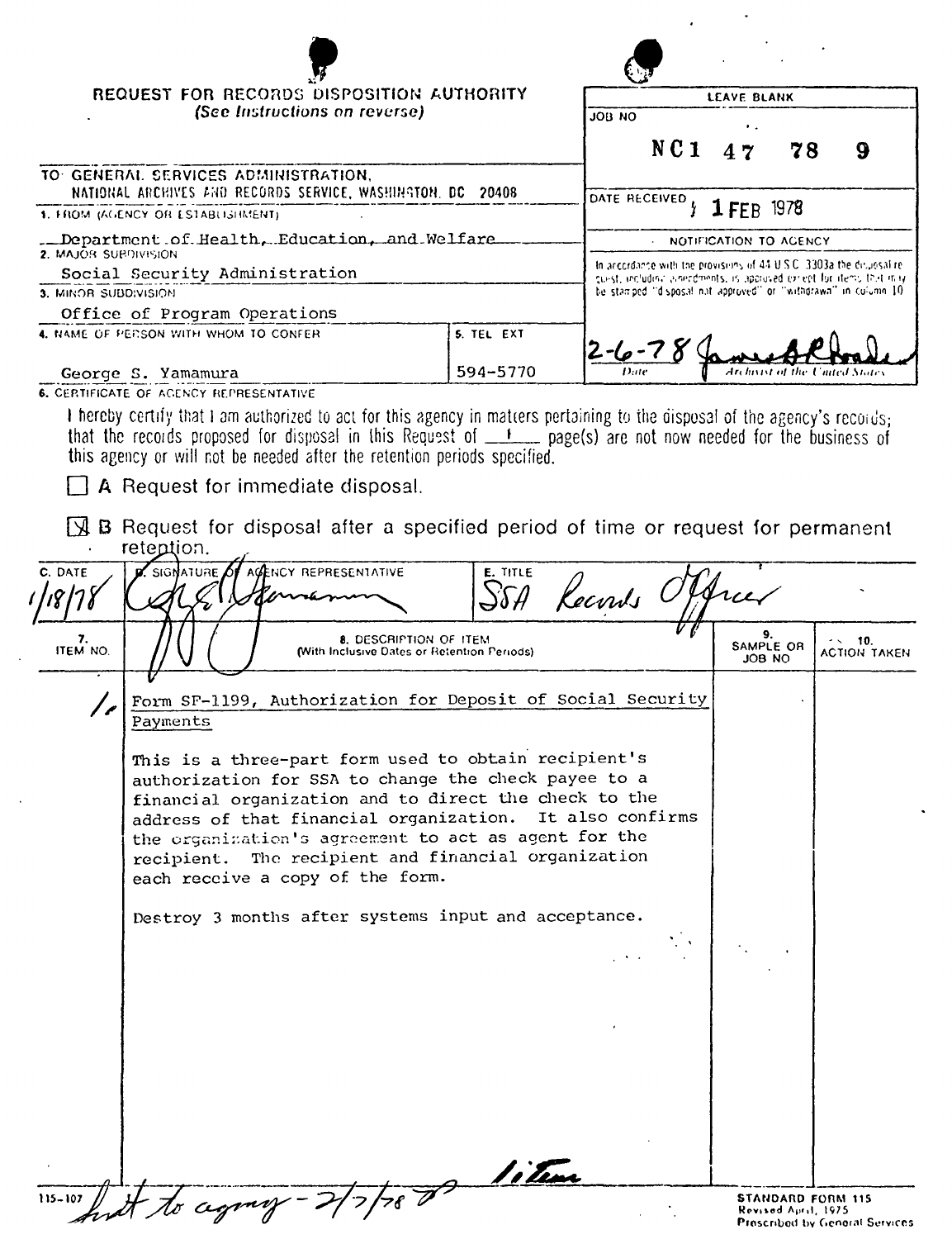# REQUEST FOR RECORDS DISPOSITION AUTHORITY

*(See Instructions on reverse)*

| LEAVE BLANK |
|---|
| JOB NO **NC1 47 78 9** |
| DATE RECEIVED **1 FEB 1978** |
| NOTIFICATION TO AGENCY |
| In accordance with the provisions of 44 U.S.C. 3303a the disposal request, including amendments, is approved except for items that may be stamped "disposal not approved" or "withdrawn" in column 10 |
| 2-6-78 James A Rhoads — Date / Archivist of the United States |

TO: GENERAL SERVICES ADMINISTRATION, NATIONAL ARCHIVES AND RECORDS SERVICE, WASHINGTON, DC 20408

1. FROM (AGENCY OR ESTABLISHMENT)
Department of Health, Education, and Welfare

2. MAJOR SUBDIVISION
Social Security Administration

3. MINOR SUBDIVISION
Office of Program Operations

4. NAME OF PERSON WITH WHOM TO CONFER
George S. Yamamura

5. TEL EXT
594-5770

6. CERTIFICATE OF AGENCY REPRESENTATIVE

I hereby certify that I am authorized to act for this agency in matters pertaining to the disposal of the agency's records; that the records proposed for disposal in this Request of 1 page(s) are not now needed for the business of this agency or will not be needed after the retention periods specified.

☐ A Request for immediate disposal.

☒ B Request for disposal after a specified period of time or request for permanent retention.

| C. DATE | D. SIGNATURE OF AGENCY REPRESENTATIVE | E. TITLE |
|---|---|---|
| 1/18/78 | George S. Yamamura | SSA Records Officer |

| 7. ITEM NO. | 8. DESCRIPTION OF ITEM (With Inclusive Dates or Retention Periods) | 9. SAMPLE OR JOB NO | 10. ACTION TAKEN |
|---|---|---|---|
| 1. | Form SF-1199, Authorization for Deposit of Social Security Payments<br><br>This is a three-part form used to obtain recipient's authorization for SSA to change the check payee to a financial organization and to direct the check to the address of that financial organization. It also confirms the organization's agreement to act as agent for the recipient. The recipient and financial organization each receive a copy of the form.<br><br>Destroy 3 months after systems input and acceptance. | | |

1 item

115-107 Sent to agency - 2/7/78

STANDARD FORM 115
Revised April, 1975
Prescribed by General Services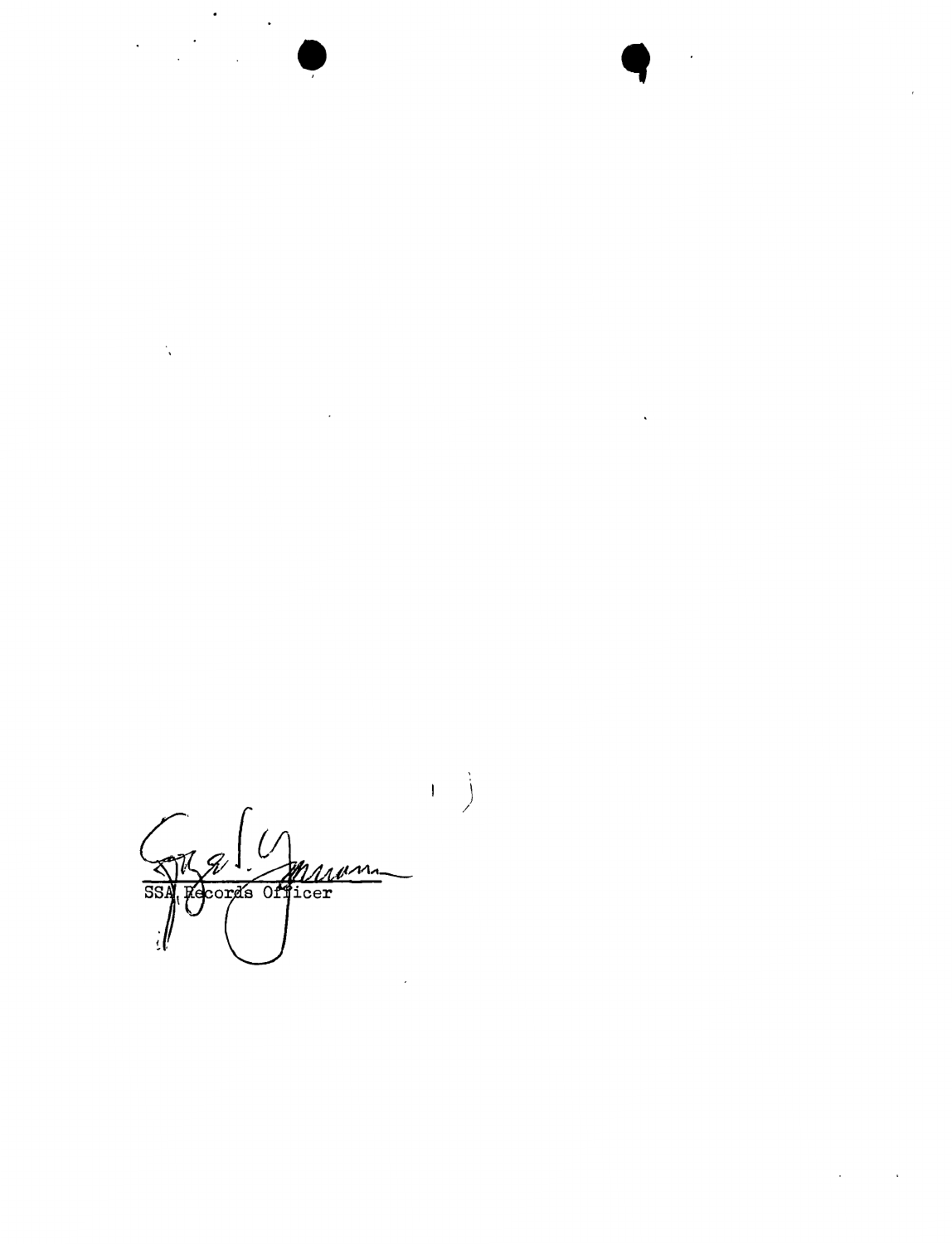SSA Records Officer